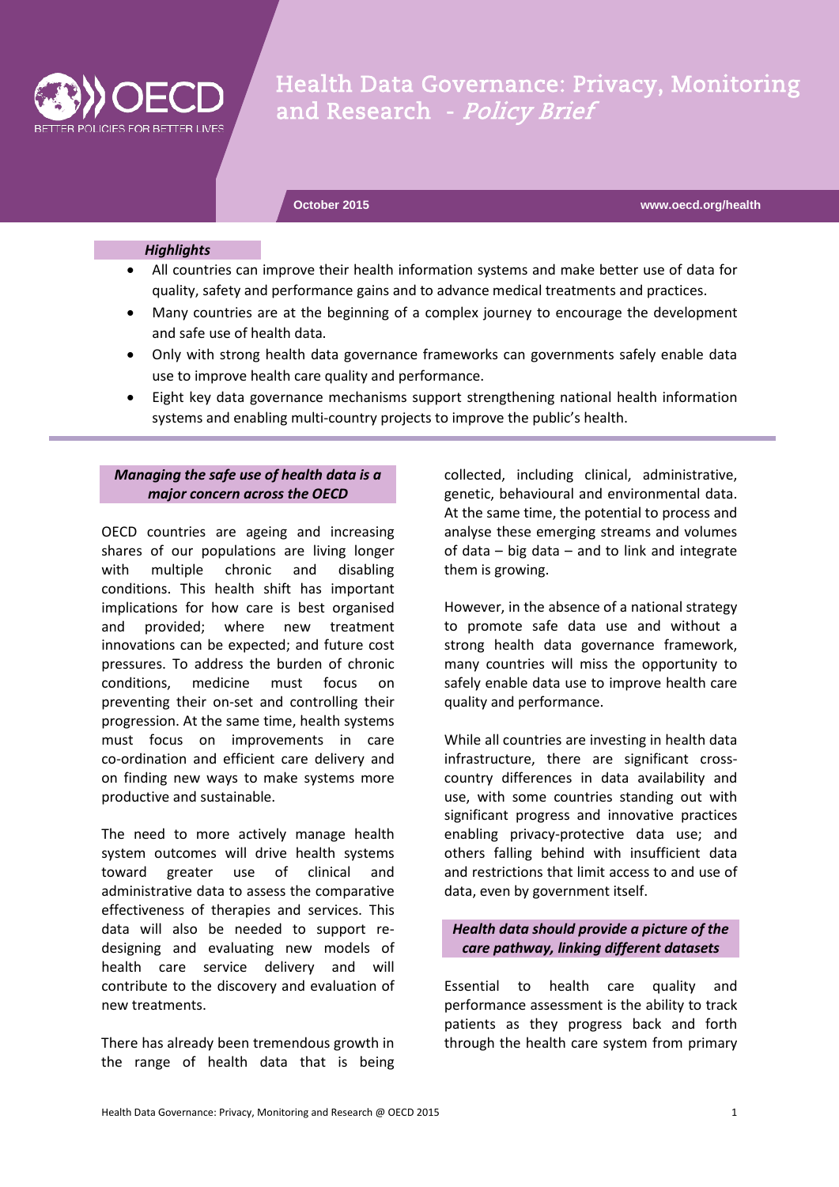# Health Data Governance: Privacy, Monitoring and Research - *Policy Brief*

**October 2015** | **www.oecd.org/health**

***Highlights***

- All countries can improve their health information systems and make better use of data for quality, safety and performance gains and to advance medical treatments and practices.
- Many countries are at the beginning of a complex journey to encourage the development and safe use of health data.
- Only with strong health data governance frameworks can governments safely enable data use to improve health care quality and performance.
- Eight key data governance mechanisms support strengthening national health information systems and enabling multi-country projects to improve the public's health.

## *Managing the safe use of health data is a major concern across the OECD*

OECD countries are ageing and increasing shares of our populations are living longer with multiple chronic and disabling conditions. This health shift has important implications for how care is best organised and provided; where new treatment innovations can be expected; and future cost pressures. To address the burden of chronic conditions, medicine must focus on preventing their on-set and controlling their progression. At the same time, health systems must focus on improvements in care co-ordination and efficient care delivery and on finding new ways to make systems more productive and sustainable.

The need to more actively manage health system outcomes will drive health systems toward greater use of clinical and administrative data to assess the comparative effectiveness of therapies and services. This data will also be needed to support re-designing and evaluating new models of health care service delivery and will contribute to the discovery and evaluation of new treatments.

There has already been tremendous growth in the range of health data that is being collected, including clinical, administrative, genetic, behavioural and environmental data. At the same time, the potential to process and analyse these emerging streams and volumes of data – big data – and to link and integrate them is growing.

However, in the absence of a national strategy to promote safe data use and without a strong health data governance framework, many countries will miss the opportunity to safely enable data use to improve health care quality and performance.

While all countries are investing in health data infrastructure, there are significant cross-country differences in data availability and use, with some countries standing out with significant progress and innovative practices enabling privacy-protective data use; and others falling behind with insufficient data and restrictions that limit access to and use of data, even by government itself.

## *Health data should provide a picture of the care pathway, linking different datasets*

Essential to health care quality and performance assessment is the ability to track patients as they progress back and forth through the health care system from primary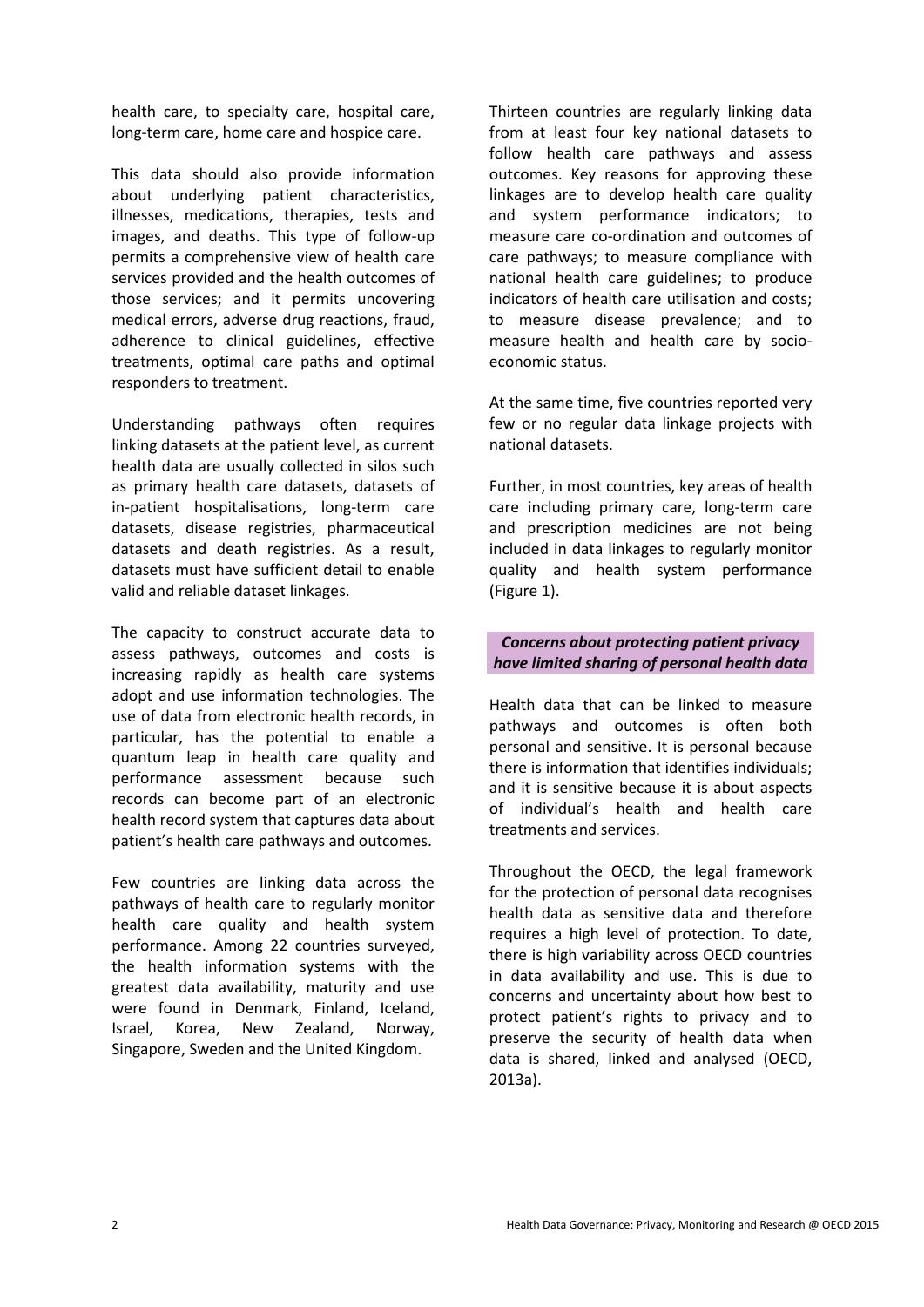health care, to specialty care, hospital care, long-term care, home care and hospice care.

This data should also provide information about underlying patient characteristics, illnesses, medications, therapies, tests and images, and deaths. This type of follow-up permits a comprehensive view of health care services provided and the health outcomes of those services; and it permits uncovering medical errors, adverse drug reactions, fraud, adherence to clinical guidelines, effective treatments, optimal care paths and optimal responders to treatment.

Understanding pathways often requires linking datasets at the patient level, as current health data are usually collected in silos such as primary health care datasets, datasets of in-patient hospitalisations, long-term care datasets, disease registries, pharmaceutical datasets and death registries. As a result, datasets must have sufficient detail to enable valid and reliable dataset linkages.

The capacity to construct accurate data to assess pathways, outcomes and costs is increasing rapidly as health care systems adopt and use information technologies. The use of data from electronic health records, in particular, has the potential to enable a quantum leap in health care quality and performance assessment because such records can become part of an electronic health record system that captures data about patient's health care pathways and outcomes.

Few countries are linking data across the pathways of health care to regularly monitor health care quality and health system performance. Among 22 countries surveyed, the health information systems with the greatest data availability, maturity and use were found in Denmark, Finland, Iceland, Israel, Korea, New Zealand, Norway, Singapore, Sweden and the United Kingdom.

Thirteen countries are regularly linking data from at least four key national datasets to follow health care pathways and assess outcomes. Key reasons for approving these linkages are to develop health care quality and system performance indicators; to measure care co-ordination and outcomes of care pathways; to measure compliance with national health care guidelines; to produce indicators of health care utilisation and costs; to measure disease prevalence; and to measure health and health care by socio-economic status.

At the same time, five countries reported very few or no regular data linkage projects with national datasets.

Further, in most countries, key areas of health care including primary care, long-term care and prescription medicines are not being included in data linkages to regularly monitor quality and health system performance (Figure 1).

## *Concerns about protecting patient privacy have limited sharing of personal health data*

Health data that can be linked to measure pathways and outcomes is often both personal and sensitive. It is personal because there is information that identifies individuals; and it is sensitive because it is about aspects of individual's health and health care treatments and services.

Throughout the OECD, the legal framework for the protection of personal data recognises health data as sensitive data and therefore requires a high level of protection. To date, there is high variability across OECD countries in data availability and use. This is due to concerns and uncertainty about how best to protect patient's rights to privacy and to preserve the security of health data when data is shared, linked and analysed (OECD, 2013a).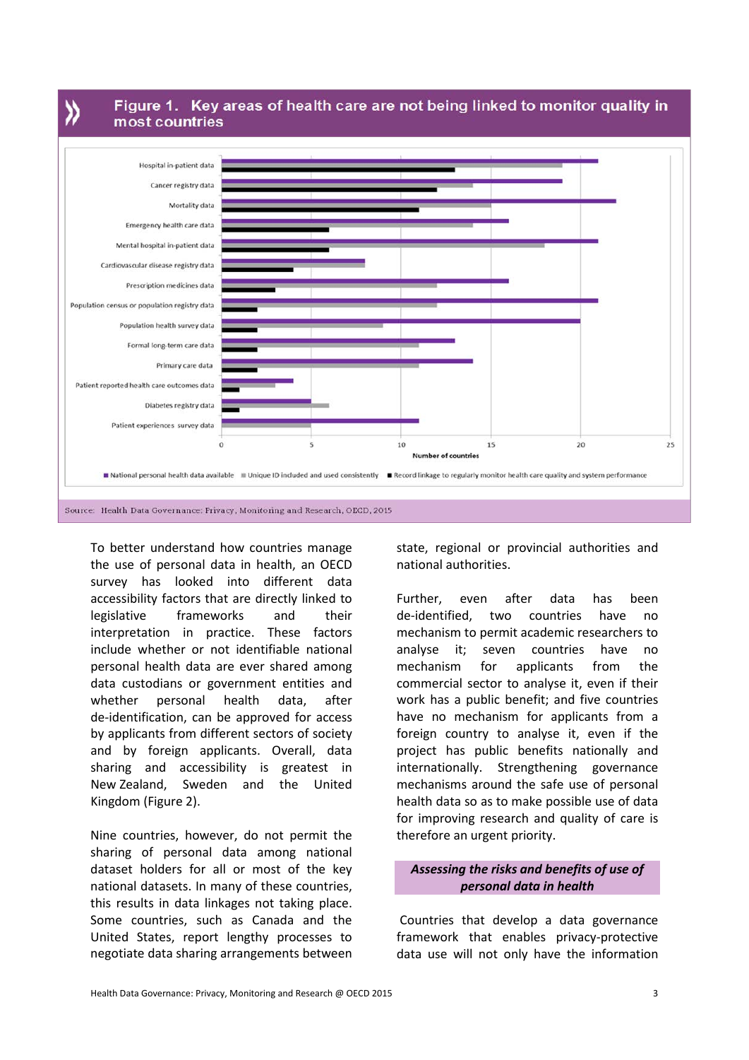## Figure 1. Key areas of health care are not being linked to monitor quality in most countries

| | National personal health data available | Unique ID included and used consistently | Record linkage to regularly monitor health care quality and system performance |
|---|---|---|---|
| Hospital in-patient data | 21 | 19 | 13 |
| Cancer registry data | 19 | 14 | 12 |
| Mortality data | 22 | 15 | 11 |
| Emergency health care data | 16 | 14 | 6 |
| Mental hospital in-patient data | 21 | 18 | 6 |
| Cardiovascular disease registry data | 8 | 8 | 4 |
| Prescription medicines data | 16 | 12 | 3 |
| Population census or population registry data | 21 | 12 | 2 |
| Population health survey data | 20 | 9 | 2 |
| Formal long-term care data | 13 | 11 | 2 |
| Primary care data | 14 | 11 | 2 |
| Patient reported health care outcomes data | 4 | 3 | 1 |
| Diabetes registry data | 5 | 6 | 1 |
| Patient experiences survey data | 11 | 5 | 0 |

Number of countries

Source: Health Data Governance: Privacy, Monitoring and Research, OECD, 2015

To better understand how countries manage the use of personal data in health, an OECD survey has looked into different data accessibility factors that are directly linked to legislative frameworks and their interpretation in practice. These factors include whether or not identifiable national personal health data are ever shared among data custodians or government entities and whether personal health data, after de-identification, can be approved for access by applicants from different sectors of society and by foreign applicants. Overall, data sharing and accessibility is greatest in New Zealand, Sweden and the United Kingdom (Figure 2).

Nine countries, however, do not permit the sharing of personal data among national dataset holders for all or most of the key national datasets. In many of these countries, this results in data linkages not taking place. Some countries, such as Canada and the United States, report lengthy processes to negotiate data sharing arrangements between state, regional or provincial authorities and national authorities.

Further, even after data has been de-identified, two countries have no mechanism to permit academic researchers to analyse it; seven countries have no mechanism for applicants from the commercial sector to analyse it, even if their work has a public benefit; and five countries have no mechanism for applicants from a foreign country to analyse it, even if the project has public benefits nationally and internationally. Strengthening governance mechanisms around the safe use of personal health data so as to make possible use of data for improving research and quality of care is therefore an urgent priority.

### *Assessing the risks and benefits of use of personal data in health*

Countries that develop a data governance framework that enables privacy-protective data use will not only have the information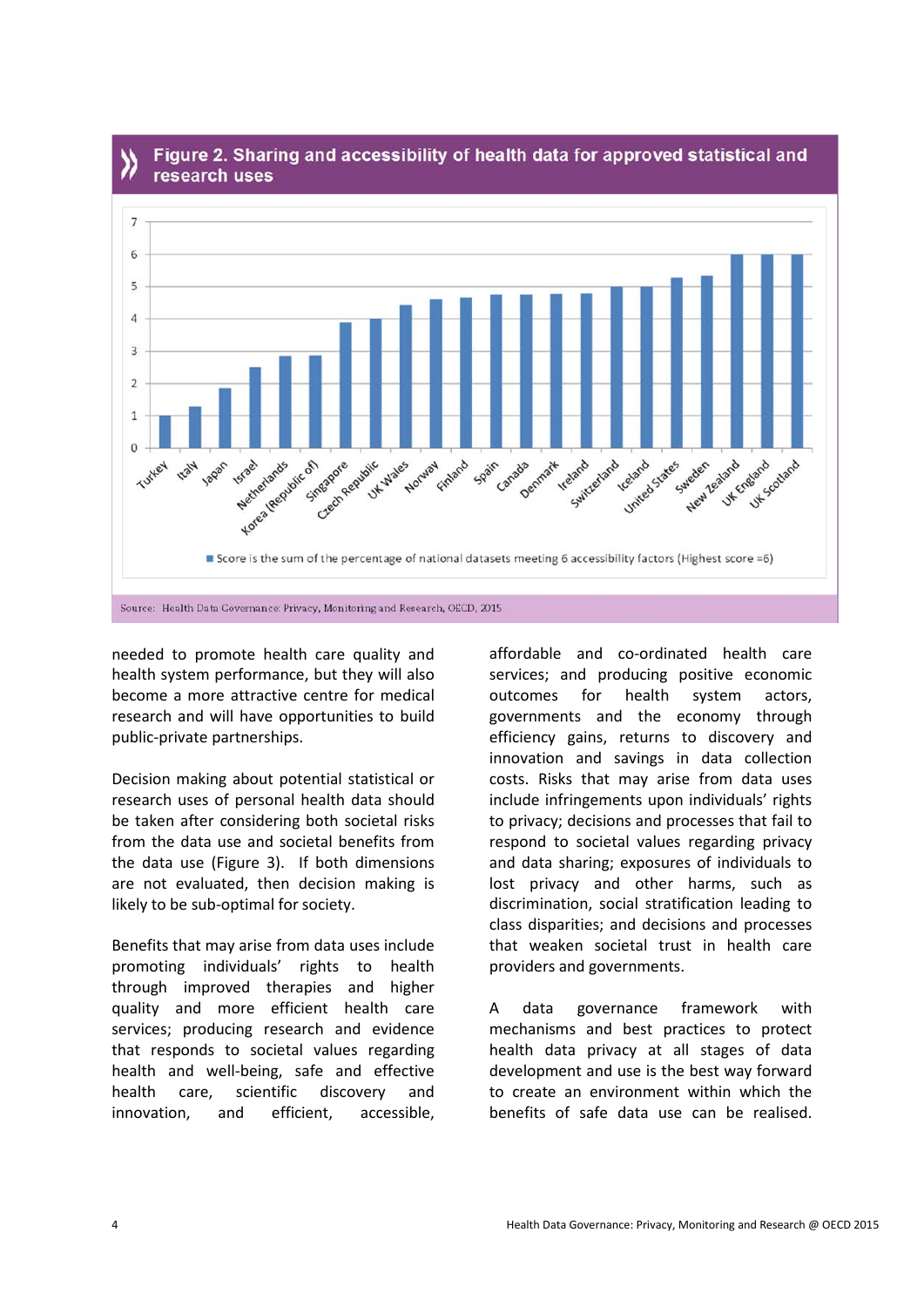## Figure 2. Sharing and accessibility of health data for approved statistical and research uses

■ Score is the sum of the percentage of national datasets meeting 6 accessibility factors (Highest score =6)

Source: Health Data Governance: Privacy, Monitoring and Research, OECD, 2015

needed to promote health care quality and health system performance, but they will also become a more attractive centre for medical research and will have opportunities to build public-private partnerships.

Decision making about potential statistical or research uses of personal health data should be taken after considering both societal risks from the data use and societal benefits from the data use (Figure 3). If both dimensions are not evaluated, then decision making is likely to be sub-optimal for society.

Benefits that may arise from data uses include promoting individuals' rights to health through improved therapies and higher quality and more efficient health care services; producing research and evidence that responds to societal values regarding health and well-being, safe and effective health care, scientific discovery and innovation, and efficient, accessible, affordable and co-ordinated health care services; and producing positive economic outcomes for health system actors, governments and the economy through efficiency gains, returns to discovery and innovation and savings in data collection costs. Risks that may arise from data uses include infringements upon individuals' rights to privacy; decisions and processes that fail to respond to societal values regarding privacy and data sharing; exposures of individuals to lost privacy and other harms, such as discrimination, social stratification leading to class disparities; and decisions and processes that weaken societal trust in health care providers and governments.

A data governance framework with mechanisms and best practices to protect health data privacy at all stages of data development and use is the best way forward to create an environment within which the benefits of safe data use can be realised.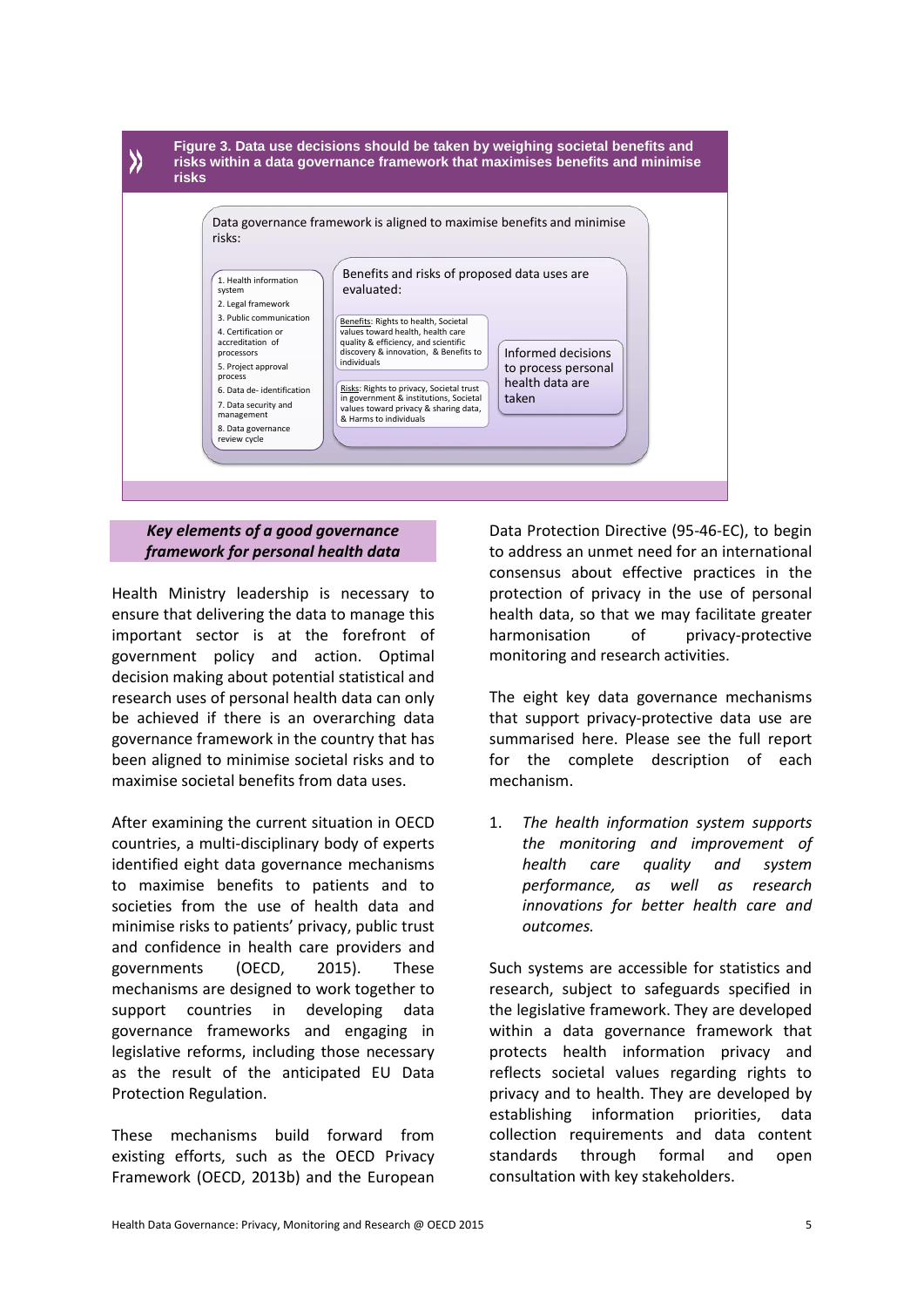**Figure 3. Data use decisions should be taken by weighing societal benefits and risks within a data governance framework that maximises benefits and minimise risks**

Data governance framework is aligned to maximise benefits and minimise risks:

1. Health information system
2. Legal framework
3. Public communication
4. Certification or accreditation of processors
5. Project approval process
6. Data de- identification
7. Data security and management
8. Data governance review cycle

Benefits and risks of proposed data uses are evaluated:

Benefits: Rights to health, Societal values toward health, health care quality & efficiency, and scientific discovery & innovation, & Benefits to individuals

Risks: Rights to privacy, Societal trust in government & institutions, Societal values toward privacy & sharing data, & Harms to individuals

Informed decisions to process personal health data are taken

### *Key elements of a good governance framework for personal health data*

Health Ministry leadership is necessary to ensure that delivering the data to manage this important sector is at the forefront of government policy and action. Optimal decision making about potential statistical and research uses of personal health data can only be achieved if there is an overarching data governance framework in the country that has been aligned to minimise societal risks and to maximise societal benefits from data uses.

After examining the current situation in OECD countries, a multi-disciplinary body of experts identified eight data governance mechanisms to maximise benefits to patients and to societies from the use of health data and minimise risks to patients' privacy, public trust and confidence in health care providers and governments (OECD, 2015). These mechanisms are designed to work together to support countries in developing data governance frameworks and engaging in legislative reforms, including those necessary as the result of the anticipated EU Data Protection Regulation.

These mechanisms build forward from existing efforts, such as the OECD Privacy Framework (OECD, 2013b) and the European Data Protection Directive (95-46-EC), to begin to address an unmet need for an international consensus about effective practices in the protection of privacy in the use of personal health data, so that we may facilitate greater harmonisation of privacy-protective monitoring and research activities.

The eight key data governance mechanisms that support privacy-protective data use are summarised here. Please see the full report for the complete description of each mechanism.

1. *The health information system supports the monitoring and improvement of health care quality and system performance, as well as research innovations for better health care and outcomes.*

Such systems are accessible for statistics and research, subject to safeguards specified in the legislative framework. They are developed within a data governance framework that protects health information privacy and reflects societal values regarding rights to privacy and to health. They are developed by establishing information priorities, data collection requirements and data content standards through formal and open consultation with key stakeholders.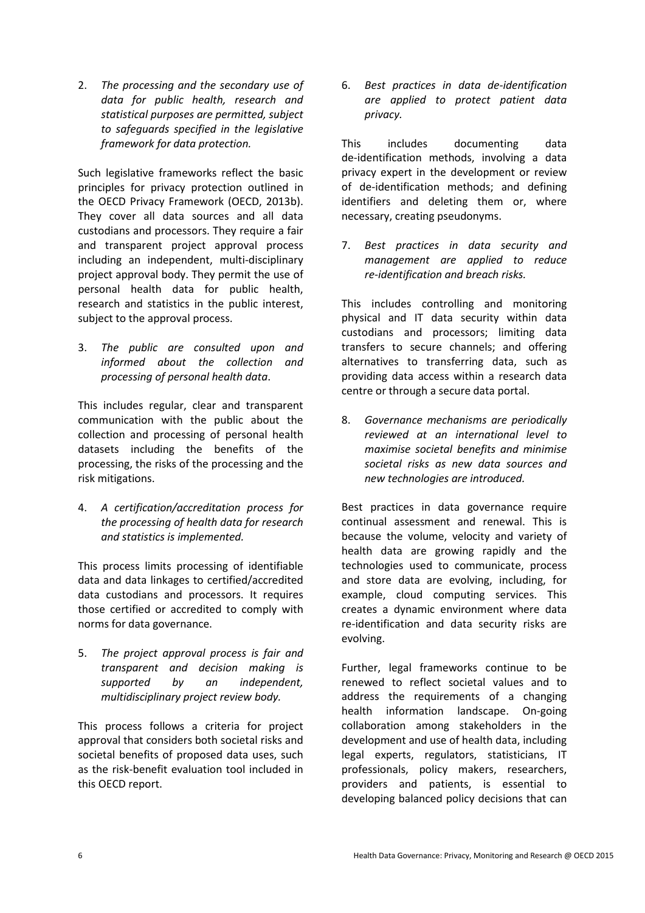2. *The processing and the secondary use of data for public health, research and statistical purposes are permitted, subject to safeguards specified in the legislative framework for data protection.*

Such legislative frameworks reflect the basic principles for privacy protection outlined in the OECD Privacy Framework (OECD, 2013b). They cover all data sources and all data custodians and processors. They require a fair and transparent project approval process including an independent, multi-disciplinary project approval body. They permit the use of personal health data for public health, research and statistics in the public interest, subject to the approval process.

3. *The public are consulted upon and informed about the collection and processing of personal health data*.

This includes regular, clear and transparent communication with the public about the collection and processing of personal health datasets including the benefits of the processing, the risks of the processing and the risk mitigations.

4. *A certification/accreditation process for the processing of health data for research and statistics is implemented.*

This process limits processing of identifiable data and data linkages to certified/accredited data custodians and processors. It requires those certified or accredited to comply with norms for data governance.

5. *The project approval process is fair and transparent and decision making is supported by an independent, multidisciplinary project review body.*

This process follows a criteria for project approval that considers both societal risks and societal benefits of proposed data uses, such as the risk-benefit evaluation tool included in this OECD report.

6. *Best practices in data de-identification are applied to protect patient data privacy.*

This includes documenting data de-identification methods, involving a data privacy expert in the development or review of de-identification methods; and defining identifiers and deleting them or, where necessary, creating pseudonyms.

7. *Best practices in data security and management are applied to reduce re-identification and breach risks.*

This includes controlling and monitoring physical and IT data security within data custodians and processors; limiting data transfers to secure channels; and offering alternatives to transferring data, such as providing data access within a research data centre or through a secure data portal.

8. *Governance mechanisms are periodically reviewed at an international level to maximise societal benefits and minimise societal risks as new data sources and new technologies are introduced.*

Best practices in data governance require continual assessment and renewal. This is because the volume, velocity and variety of health data are growing rapidly and the technologies used to communicate, process and store data are evolving, including, for example, cloud computing services. This creates a dynamic environment where data re-identification and data security risks are evolving.

Further, legal frameworks continue to be renewed to reflect societal values and to address the requirements of a changing health information landscape. On-going collaboration among stakeholders in the development and use of health data, including legal experts, regulators, statisticians, IT professionals, policy makers, researchers, providers and patients, is essential to developing balanced policy decisions that can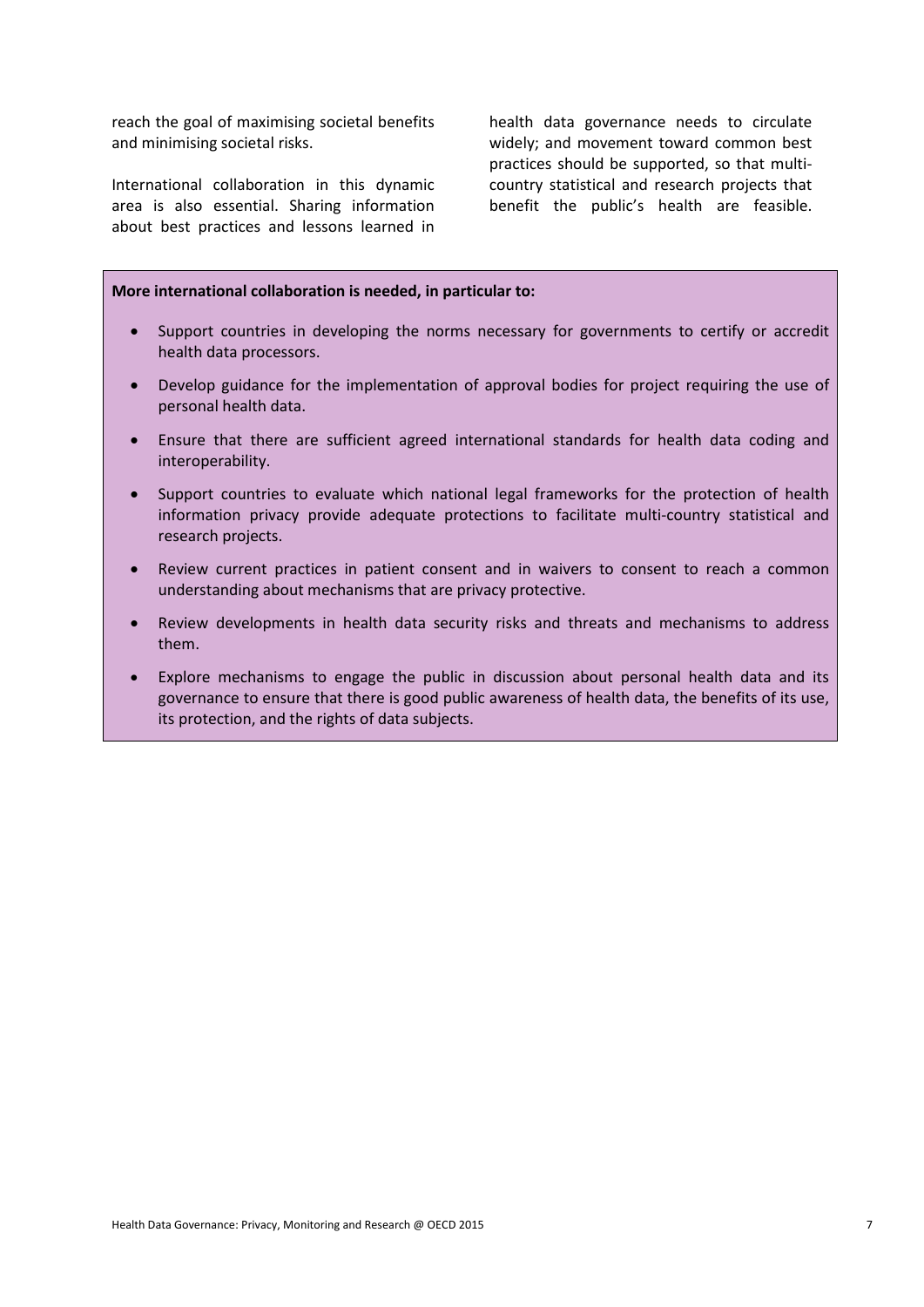reach the goal of maximising societal benefits and minimising societal risks.

International collaboration in this dynamic area is also essential. Sharing information about best practices and lessons learned in health data governance needs to circulate widely; and movement toward common best practices should be supported, so that multi-country statistical and research projects that benefit the public's health are feasible.

**More international collaboration is needed, in particular to:**

- Support countries in developing the norms necessary for governments to certify or accredit health data processors.
- Develop guidance for the implementation of approval bodies for project requiring the use of personal health data.
- Ensure that there are sufficient agreed international standards for health data coding and interoperability.
- Support countries to evaluate which national legal frameworks for the protection of health information privacy provide adequate protections to facilitate multi-country statistical and research projects.
- Review current practices in patient consent and in waivers to consent to reach a common understanding about mechanisms that are privacy protective.
- Review developments in health data security risks and threats and mechanisms to address them.
- Explore mechanisms to engage the public in discussion about personal health data and its governance to ensure that there is good public awareness of health data, the benefits of its use, its protection, and the rights of data subjects.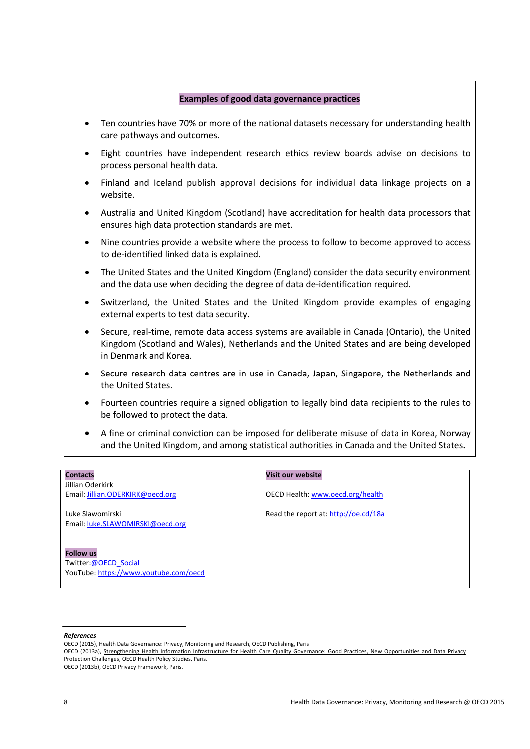## Examples of good data governance practices

- Ten countries have 70% or more of the national datasets necessary for understanding health care pathways and outcomes.
- Eight countries have independent research ethics review boards advise on decisions to process personal health data.
- Finland and Iceland publish approval decisions for individual data linkage projects on a website.
- Australia and United Kingdom (Scotland) have accreditation for health data processors that ensures high data protection standards are met.
- Nine countries provide a website where the process to follow to become approved to access to de-identified linked data is explained.
- The United States and the United Kingdom (England) consider the data security environment and the data use when deciding the degree of data de-identification required.
- Switzerland, the United States and the United Kingdom provide examples of engaging external experts to test data security.
- Secure, real-time, remote data access systems are available in Canada (Ontario), the United Kingdom (Scotland and Wales), Netherlands and the United States and are being developed in Denmark and Korea.
- Secure research data centres are in use in Canada, Japan, Singapore, the Netherlands and the United States.
- Fourteen countries require a signed obligation to legally bind data recipients to the rules to be followed to protect the data.
- A fine or criminal conviction can be imposed for deliberate misuse of data in Korea, Norway and the United Kingdom, and among statistical authorities in Canada and the United States.

**Contacts**

Jillian Oderkirk
Email: Jillian.ODERKIRK@oecd.org

Luke Slawomirski
Email: luke.SLAWOMIRSKI@oecd.org

**Follow us**

Twitter:@OECD_Social
YouTube: https://www.youtube.com/oecd

**Visit our website**

OECD Health: www.oecd.org/health

Read the report at: http://oe.cd/18a

***References***

OECD (2015), Health Data Governance: Privacy, Monitoring and Research, OECD Publishing, Paris
OECD (2013a), Strengthening Health Information Infrastructure for Health Care Quality Governance: Good Practices, New Opportunities and Data Privacy Protection Challenges, OECD Health Policy Studies, Paris.
OECD (2013b), OECD Privacy Framework, Paris.